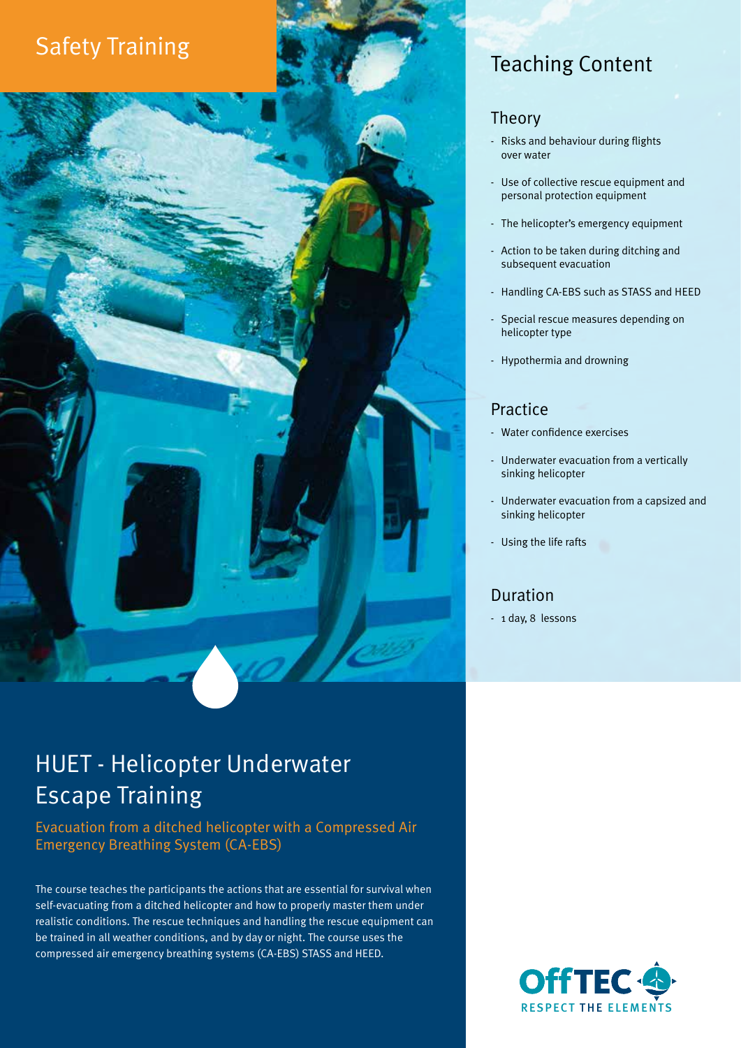Safety Training

# HUET - Helicopter Underwater Escape Training

## Evacuation from a ditched helicopter with a Compressed Air Emergency Breathing System (CA-EBS)

The course teaches the participants the actions that are essential for survival when self-evacuating from a ditched helicopter and how to properly master them under realistic conditions. The rescue techniques and handling the rescue equipment can be trained in all weather conditions, and by day or night. The course uses the compressed air emergency breathing systems (CA-EBS) STASS and HEED.

## Teaching Content

### Theory

- Risks and behaviour during flights over water
- Use of collective rescue equipment and personal protection equipment
- The helicopter's emergency equipment
- Action to be taken during ditching and subsequent evacuation
- Handling CA-EBS such as STASS and HEED
- Special rescue measures depending on helicopter type
- Hypothermia and drowning

### Practice

- Water confidence exercises
- Underwater evacuation from a vertically sinking helicopter
- Underwater evacuation from a capsized and sinking helicopter
- Using the life rafts

### Duration

- 1 day, 8 lessons

OffTEC
RESPECT THE ELEMENTS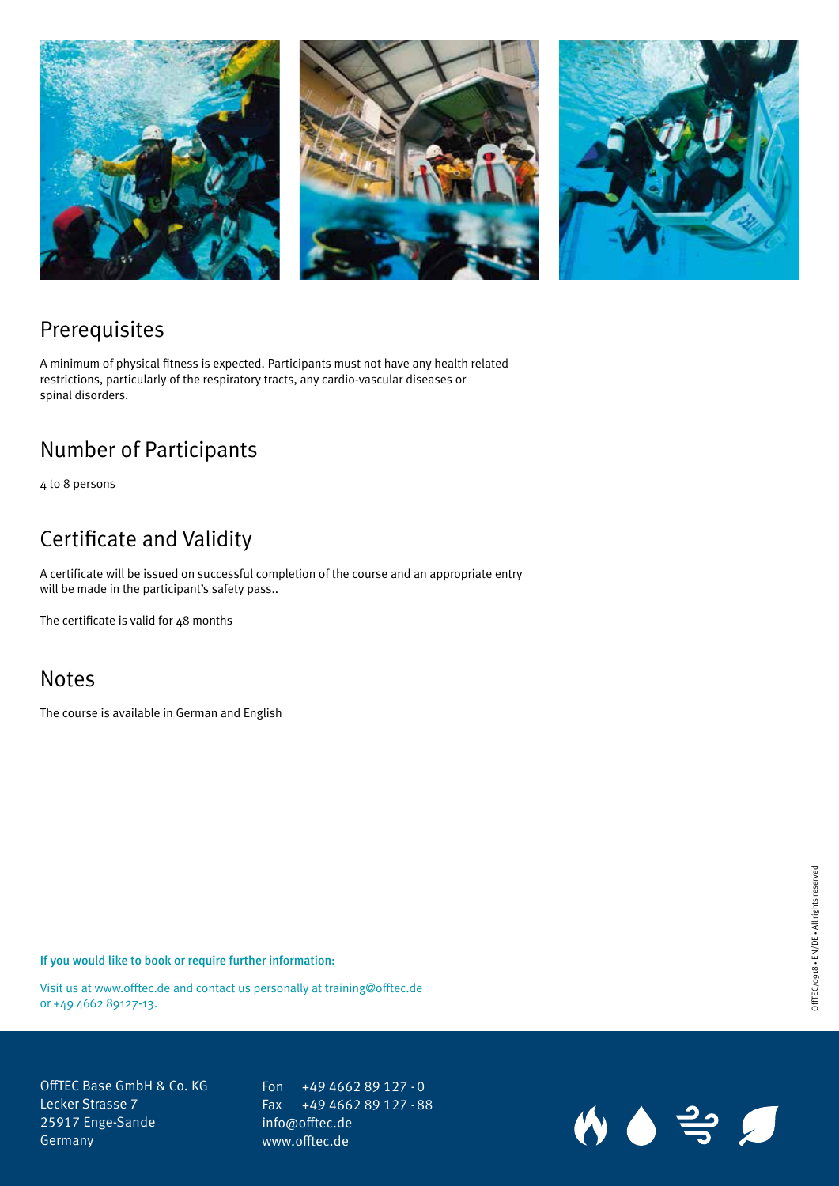## Prerequisites

A minimum of physical fitness is expected. Participants must not have any health related restrictions, particularly of the respiratory tracts, any cardio-vascular diseases or spinal disorders.

## Number of Participants

4 to 8 persons

## Certificate and Validity

A certificate will be issued on successful completion of the course and an appropriate entry will be made in the participant's safety pass..

The certificate is valid for 48 months

## Notes

The course is available in German and English

**If you would like to book or require further information:**

Visit us at www.offtec.de and contact us personally at training@offtec.de or +49 4662 89127-13.

OffTEC Base GmbH & Co. KG
Lecker Strasse 7
25917 Enge-Sande
Germany

Fon +49 4662 89 127 - 0
Fax +49 4662 89 127 - 88
info@offtec.de
www.offtec.de

OffTEC/0918 • EN/DE • All rights reserved